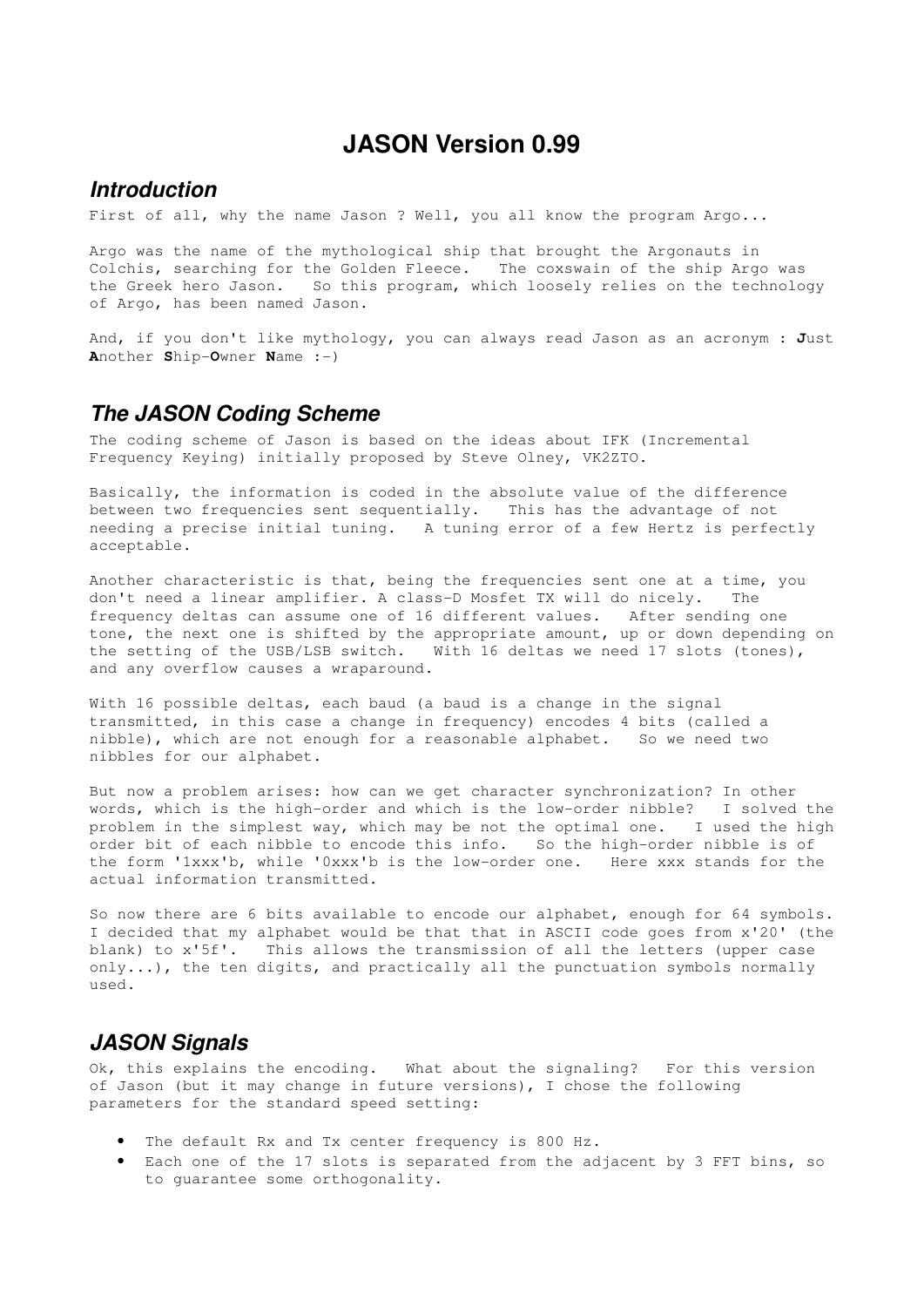# JASON Version 0.99

## *Introduction*

First of all, why the name Jason ? Well, you all know the program Argo...

Argo was the name of the mythological ship that brought the Argonauts in Colchis, searching for the Golden Fleece. The coxswain of the ship Argo was the Greek hero Jason. So this program, which loosely relies on the technology of Argo, has been named Jason.

And, if you don't like mythology, you can always read Jason as an acronym : **J**ust **A**nother **S**hip-**O**wner **N**ame :-)

## *The JASON Coding Scheme*

The coding scheme of Jason is based on the ideas about IFK (Incremental Frequency Keying) initially proposed by Steve Olney, VK2ZTO.

Basically, the information is coded in the absolute value of the difference between two frequencies sent sequentially. This has the advantage of not needing a precise initial tuning. A tuning error of a few Hertz is perfectly acceptable.

Another characteristic is that, being the frequencies sent one at a time, you don't need a linear amplifier. A class-D Mosfet TX will do nicely. The frequency deltas can assume one of 16 different values. After sending one tone, the next one is shifted by the appropriate amount, up or down depending on the setting of the USB/LSB switch. With 16 deltas we need 17 slots (tones), and any overflow causes a wraparound.

With 16 possible deltas, each baud (a baud is a change in the signal transmitted, in this case a change in frequency) encodes 4 bits (called a nibble), which are not enough for a reasonable alphabet. So we need two nibbles for our alphabet.

But now a problem arises: how can we get character synchronization? In other words, which is the high-order and which is the low-order nibble? I solved the problem in the simplest way, which may be not the optimal one. I used the high order bit of each nibble to encode this info. So the high-order nibble is of the form '1xxx'b, while '0xxx'b is the low-order one. Here xxx stands for the actual information transmitted.

So now there are 6 bits available to encode our alphabet, enough for 64 symbols. I decided that my alphabet would be that that in ASCII code goes from x'20' (the blank) to x'5f'. This allows the transmission of all the letters (upper case only...), the ten digits, and practically all the punctuation symbols normally used.

## *JASON Signals*

Ok, this explains the encoding. What about the signaling? For this version of Jason (but it may change in future versions), I chose the following parameters for the standard speed setting:

- The default Rx and Tx center frequency is 800 Hz.
- Each one of the 17 slots is separated from the adjacent by 3 FFT bins, so to guarantee some orthogonality.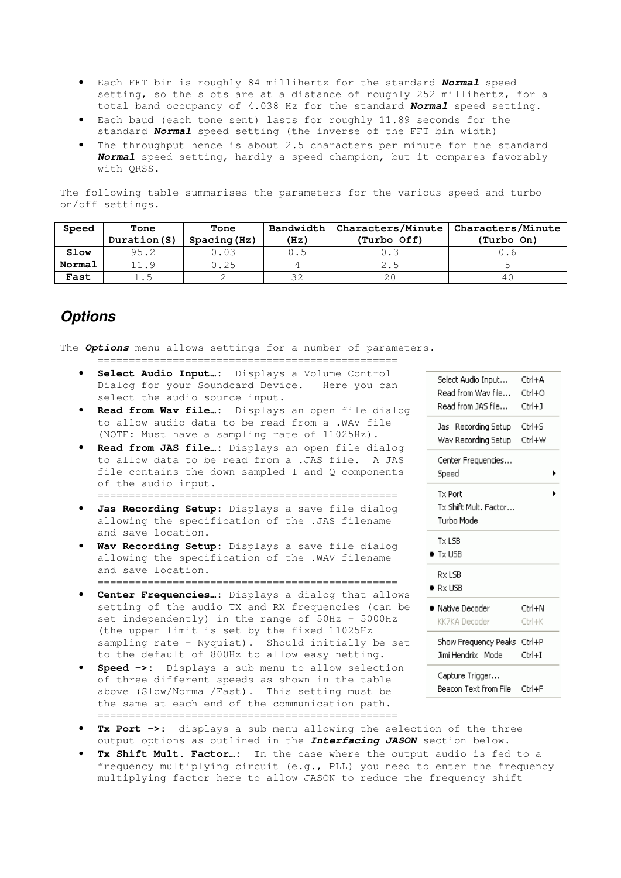- Each FFT bin is roughly 84 millihertz for the standard ***Normal*** speed setting, so the slots are at a distance of roughly 252 millihertz, for a total band occupancy of 4.038 Hz for the standard ***Normal*** speed setting.
- Each baud (each tone sent) lasts for roughly 11.89 seconds for the standard ***Normal*** speed setting (the inverse of the FFT bin width)
- The throughput hence is about 2.5 characters per minute for the standard ***Normal*** speed setting, hardly a speed champion, but it compares favorably with QRSS.

The following table summarises the parameters for the various speed and turbo on/off settings.

| Speed | Tone Duration(S) | Tone Spacing(Hz) | Bandwidth (Hz) | Characters/Minute (Turbo Off) | Characters/Minute (Turbo On) |
|---|---|---|---|---|---|
| **Slow** | 95.2 | 0.03 | 0.5 | 0.3 | 0.6 |
| **Normal** | 11.9 | 0.25 | 4 | 2.5 | 5 |
| **Fast** | 1.5 | 2 | 32 | 20 | 40 |

## Options

The ***Options*** menu allows settings for a number of parameters.

```
Select Audio Input…      Ctrl+A
Read from Wav file…      Ctrl+O
Read from JAS file…      Ctrl+J

Jas  Recording Setup     Ctrl+S
Wav Recording Setup      Ctrl+W

Center Frequencies…
Speed                    ▸

Tx Port                  ▸
Tx Shift Mult. Factor…
Turbo Mode

Tx LSB
● Tx USB

Rx LSB
● Rx USB

● Native Decoder         Ctrl+N
KK7KA Decoder            Ctrl+K

Show Frequency Peaks     Ctrl+P
Jimi Hendrix  Mode       Ctrl+I

Capture Trigger…
Beacon Text from File    Ctrl+F
```

================================================

- **Select Audio Input…:** Displays a Volume Control Dialog for your Soundcard Device. Here you can select the audio source input.
- **Read from Wav file…:** Displays an open file dialog to allow audio data to be read from a .WAV file (NOTE: Must have a sampling rate of 11025Hz).
- **Read from JAS file…:** Displays an open file dialog to allow data to be read from a .JAS file. A JAS file contains the down-sampled I and Q components of the audio input.

================================================

- **Jas Recording Setup:** Displays a save file dialog allowing the specification of the .JAS filename and save location.
- **Wav Recording Setup:** Displays a save file dialog allowing the specification of the .WAV filename and save location.

================================================

- **Center Frequencies…:** Displays a dialog that allows setting of the audio TX and RX frequencies (can be set independently) in the range of 50Hz - 5000Hz (the upper limit is set by the fixed 11025Hz sampling rate - Nyquist). Should initially be set to the default of 800Hz to allow easy netting.
- **Speed ->:** Displays a sub-menu to allow selection of three different speeds as shown in the table above (Slow/Normal/Fast). This setting must be the same at each end of the communication path.

================================================

- **Tx Port ->:** displays a sub-menu allowing the selection of the three output options as outlined in the ***Interfacing JASON*** section below.
- **Tx Shift Mult. Factor…:** In the case where the output audio is fed to a frequency multiplying circuit (e.g., PLL) you need to enter the frequency multiplying factor here to allow JASON to reduce the frequency shift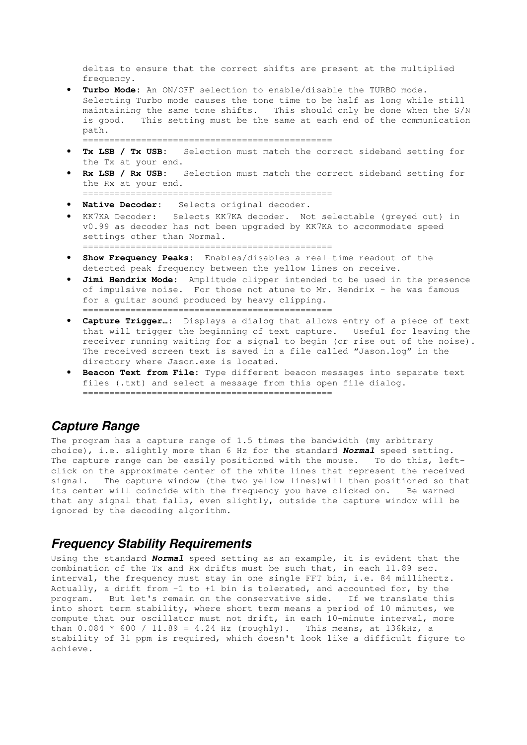deltas to ensure that the correct shifts are present at the multiplied frequency.

- **Turbo Mode**: An ON/OFF selection to enable/disable the TURBO mode. Selecting Turbo mode causes the tone time to be half as long while still maintaining the same tone shifts. This should only be done when the S/N is good. This setting must be the same at each end of the communication path.
  ===============================================
- **Tx LSB / Tx USB**: Selection must match the correct sideband setting for the Tx at your end.
- **Rx LSB / Rx USB**: Selection must match the correct sideband setting for the Rx at your end.
  ===============================================
- **Native Decoder**: Selects original decoder.
- KK7KA Decoder: Selects KK7KA decoder. Not selectable (greyed out) in v0.99 as decoder has not been upgraded by KK7KA to accommodate speed settings other than Normal.
  ===============================================
- **Show Frequency Peaks**: Enables/disables a real-time readout of the detected peak frequency between the yellow lines on receive.
- **Jimi Hendrix Mode**: Amplitude clipper intended to be used in the presence of impulsive noise. For those not atune to Mr. Hendrix - he was famous for a guitar sound produced by heavy clipping.
  ===============================================
- **Capture Trigger…**: Displays a dialog that allows entry of a piece of text that will trigger the beginning of text capture. Useful for leaving the receiver running waiting for a signal to begin (or rise out of the noise). The received screen text is saved in a file called "Jason.log" in the directory where Jason.exe is located.
- **Beacon Text from File**: Type different beacon messages into separate text files (.txt) and select a message from this open file dialog.
  ===============================================

## *Capture Range*

The program has a capture range of 1.5 times the bandwidth (my arbitrary choice), i.e. slightly more than 6 Hz for the standard ***Normal*** speed setting. The capture range can be easily positioned with the mouse. To do this, left-click on the approximate center of the white lines that represent the received signal. The capture window (the two yellow lines)will then positioned so that its center will coincide with the frequency you have clicked on. Be warned that any signal that falls, even slightly, outside the capture window will be ignored by the decoding algorithm.

## *Frequency Stability Requirements*

Using the standard ***Normal*** speed setting as an example, it is evident that the combination of the Tx and Rx drifts must be such that, in each 11.89 sec. interval, the frequency must stay in one single FFT bin, i.e. 84 millihertz. Actually, a drift from -1 to +1 bin is tolerated, and accounted for, by the program. But let's remain on the conservative side. If we translate this into short term stability, where short term means a period of 10 minutes, we compute that our oscillator must not drift, in each 10-minute interval, more than 0.084 * 600 / 11.89 = 4.24 Hz (roughly). This means, at 136kHz, a stability of 31 ppm is required, which doesn't look like a difficult figure to achieve.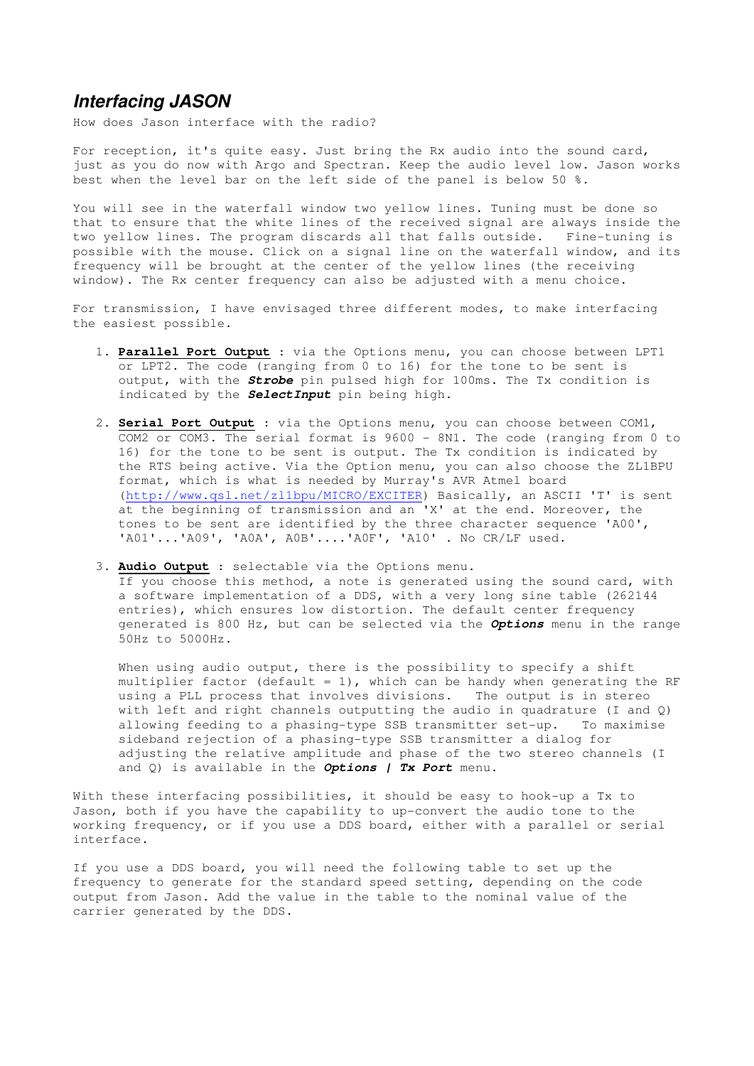## *Interfacing JASON*

How does Jason interface with the radio?

For reception, it's quite easy. Just bring the Rx audio into the sound card, just as you do now with Argo and Spectran. Keep the audio level low. Jason works best when the level bar on the left side of the panel is below 50 %.

You will see in the waterfall window two yellow lines. Tuning must be done so that to ensure that the white lines of the received signal are always inside the two yellow lines. The program discards all that falls outside. Fine-tuning is possible with the mouse. Click on a signal line on the waterfall window, and its frequency will be brought at the center of the yellow lines (the receiving window). The Rx center frequency can also be adjusted with a menu choice.

For transmission, I have envisaged three different modes, to make interfacing the easiest possible.

1. **Parallel Port Output** : via the Options menu, you can choose between LPT1 or LPT2. The code (ranging from 0 to 16) for the tone to be sent is output, with the ***Strobe*** pin pulsed high for 100ms. The Tx condition is indicated by the ***SelectInput*** pin being high.

2. **Serial Port Output** : via the Options menu, you can choose between COM1, COM2 or COM3. The serial format is 9600 - 8N1. The code (ranging from 0 to 16) for the tone to be sent is output. The Tx condition is indicated by the RTS being active. Via the Option menu, you can also choose the ZL1BPU format, which is what is needed by Murray's AVR Atmel board (http://www.qsl.net/zl1bpu/MICRO/EXCITER) Basically, an ASCII 'T' is sent at the beginning of transmission and an 'X' at the end. Moreover, the tones to be sent are identified by the three character sequence 'A00', 'A01'...'A09', 'A0A', A0B'....'A0F', 'A10' . No CR/LF used.

3. **Audio Output** : selectable via the Options menu.
   If you choose this method, a note is generated using the sound card, with a software implementation of a DDS, with a very long sine table (262144 entries), which ensures low distortion. The default center frequency generated is 800 Hz, but can be selected via the ***Options*** menu in the range 50Hz to 5000Hz.

   When using audio output, there is the possibility to specify a shift multiplier factor (default = 1), which can be handy when generating the RF using a PLL process that involves divisions. The output is in stereo with left and right channels outputting the audio in quadrature (I and Q) allowing feeding to a phasing-type SSB transmitter set-up. To maximise sideband rejection of a phasing-type SSB transmitter a dialog for adjusting the relative amplitude and phase of the two stereo channels (I and Q) is available in the ***Options | Tx Port*** menu.

With these interfacing possibilities, it should be easy to hook-up a Tx to Jason, both if you have the capability to up-convert the audio tone to the working frequency, or if you use a DDS board, either with a parallel or serial interface.

If you use a DDS board, you will need the following table to set up the frequency to generate for the standard speed setting, depending on the code output from Jason. Add the value in the table to the nominal value of the carrier generated by the DDS.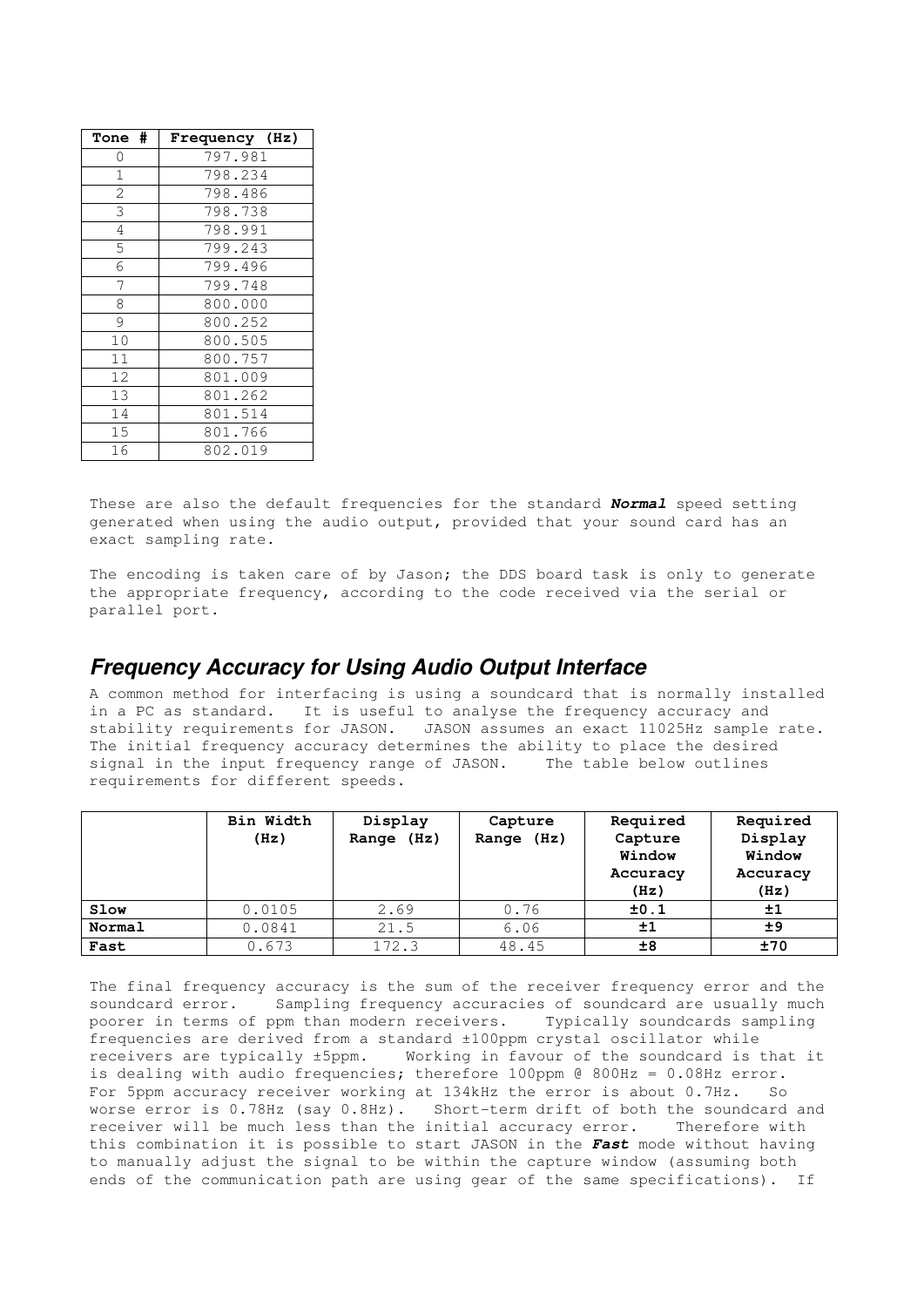| Tone # | Frequency (Hz) |
|---|---|
| 0 | 797.981 |
| 1 | 798.234 |
| 2 | 798.486 |
| 3 | 798.738 |
| 4 | 798.991 |
| 5 | 799.243 |
| 6 | 799.496 |
| 7 | 799.748 |
| 8 | 800.000 |
| 9 | 800.252 |
| 10 | 800.505 |
| 11 | 800.757 |
| 12 | 801.009 |
| 13 | 801.262 |
| 14 | 801.514 |
| 15 | 801.766 |
| 16 | 802.019 |

These are also the default frequencies for the standard ***Normal*** speed setting generated when using the audio output, provided that your sound card has an exact sampling rate.

The encoding is taken care of by Jason; the DDS board task is only to generate the appropriate frequency, according to the code received via the serial or parallel port.

## Frequency Accuracy for Using Audio Output Interface

A common method for interfacing is using a soundcard that is normally installed in a PC as standard. It is useful to analyse the frequency accuracy and stability requirements for JASON. JASON assumes an exact 11025Hz sample rate. The initial frequency accuracy determines the ability to place the desired signal in the input frequency range of JASON. The table below outlines requirements for different speeds.

| | Bin Width (Hz) | Display Range (Hz) | Capture Range (Hz) | Required Capture Window Accuracy (Hz) | Required Display Window Accuracy (Hz) |
|---|---|---|---|---|---|
| **Slow** | 0.0105 | 2.69 | 0.76 | **±0.1** | **±1** |
| **Normal** | 0.0841 | 21.5 | 6.06 | **±1** | **±9** |
| **Fast** | 0.673 | 172.3 | 48.45 | **±8** | **±70** |

The final frequency accuracy is the sum of the receiver frequency error and the soundcard error. Sampling frequency accuracies of soundcard are usually much poorer in terms of ppm than modern receivers. Typically soundcards sampling frequencies are derived from a standard ±100ppm crystal oscillator while receivers are typically ±5ppm. Working in favour of the soundcard is that it is dealing with audio frequencies; therefore 100ppm @ 800Hz = 0.08Hz error. For 5ppm accuracy receiver working at 134kHz the error is about 0.7Hz. So worse error is 0.78Hz (say 0.8Hz). Short-term drift of both the soundcard and receiver will be much less than the initial accuracy error. Therefore with this combination it is possible to start JASON in the ***Fast*** mode without having to manually adjust the signal to be within the capture window (assuming both ends of the communication path are using gear of the same specifications). If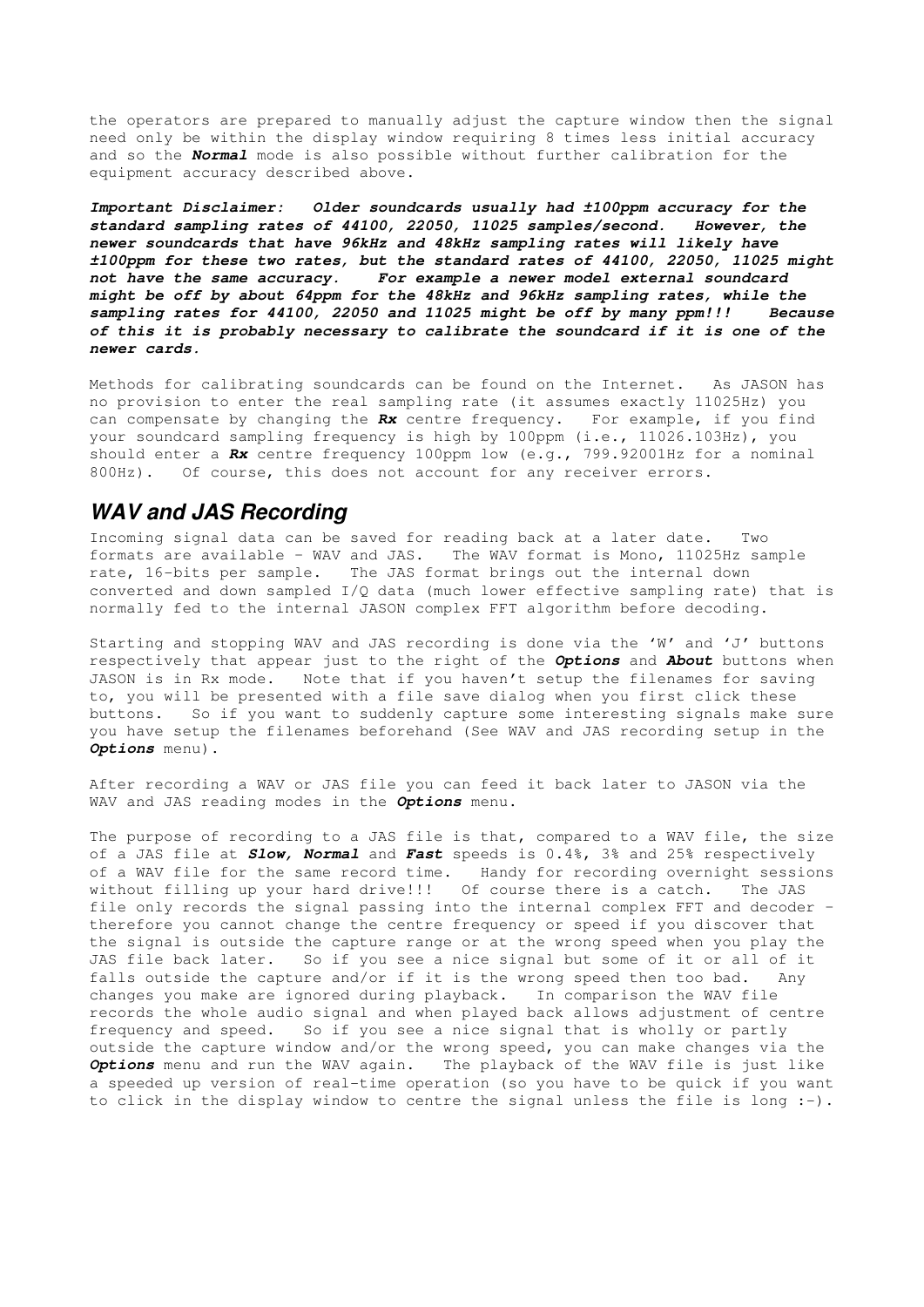the operators are prepared to manually adjust the capture window then the signal need only be within the display window requiring 8 times less initial accuracy and so the ***Normal*** mode is also possible without further calibration for the equipment accuracy described above.

***Important Disclaimer: Older soundcards usually had ±100ppm accuracy for the standard sampling rates of 44100, 22050, 11025 samples/second. However, the newer soundcards that have 96kHz and 48kHz sampling rates will likely have ±100ppm for these two rates, but the standard rates of 44100, 22050, 11025 might not have the same accuracy. For example a newer model external soundcard might be off by about 64ppm for the 48kHz and 96kHz sampling rates, while the sampling rates for 44100, 22050 and 11025 might be off by many ppm!!! Because of this it is probably necessary to calibrate the soundcard if it is one of the newer cards.***

Methods for calibrating soundcards can be found on the Internet. As JASON has no provision to enter the real sampling rate (it assumes exactly 11025Hz) you can compensate by changing the ***Rx*** centre frequency. For example, if you find your soundcard sampling frequency is high by 100ppm (i.e., 11026.103Hz), you should enter a ***Rx*** centre frequency 100ppm low (e.g., 799.92001Hz for a nominal 800Hz). Of course, this does not account for any receiver errors.

## WAV and JAS Recording

Incoming signal data can be saved for reading back at a later date. Two formats are available - WAV and JAS. The WAV format is Mono, 11025Hz sample rate, 16-bits per sample. The JAS format brings out the internal down converted and down sampled I/Q data (much lower effective sampling rate) that is normally fed to the internal JASON complex FFT algorithm before decoding.

Starting and stopping WAV and JAS recording is done via the 'W' and 'J' buttons respectively that appear just to the right of the ***Options*** and ***About*** buttons when JASON is in Rx mode. Note that if you haven't setup the filenames for saving to, you will be presented with a file save dialog when you first click these buttons. So if you want to suddenly capture some interesting signals make sure you have setup the filenames beforehand (See WAV and JAS recording setup in the ***Options*** menu).

After recording a WAV or JAS file you can feed it back later to JASON via the WAV and JAS reading modes in the ***Options*** menu.

The purpose of recording to a JAS file is that, compared to a WAV file, the size of a JAS file at ***Slow, Normal*** and ***Fast*** speeds is 0.4%, 3% and 25% respectively of a WAV file for the same record time. Handy for recording overnight sessions without filling up your hard drive!!! Of course there is a catch. The JAS file only records the signal passing into the internal complex FFT and decoder - therefore you cannot change the centre frequency or speed if you discover that the signal is outside the capture range or at the wrong speed when you play the JAS file back later. So if you see a nice signal but some of it or all of it falls outside the capture and/or if it is the wrong speed then too bad. Any changes you make are ignored during playback. In comparison the WAV file records the whole audio signal and when played back allows adjustment of centre frequency and speed. So if you see a nice signal that is wholly or partly outside the capture window and/or the wrong speed, you can make changes via the ***Options*** menu and run the WAV again. The playback of the WAV file is just like a speeded up version of real-time operation (so you have to be quick if you want to click in the display window to centre the signal unless the file is long :-).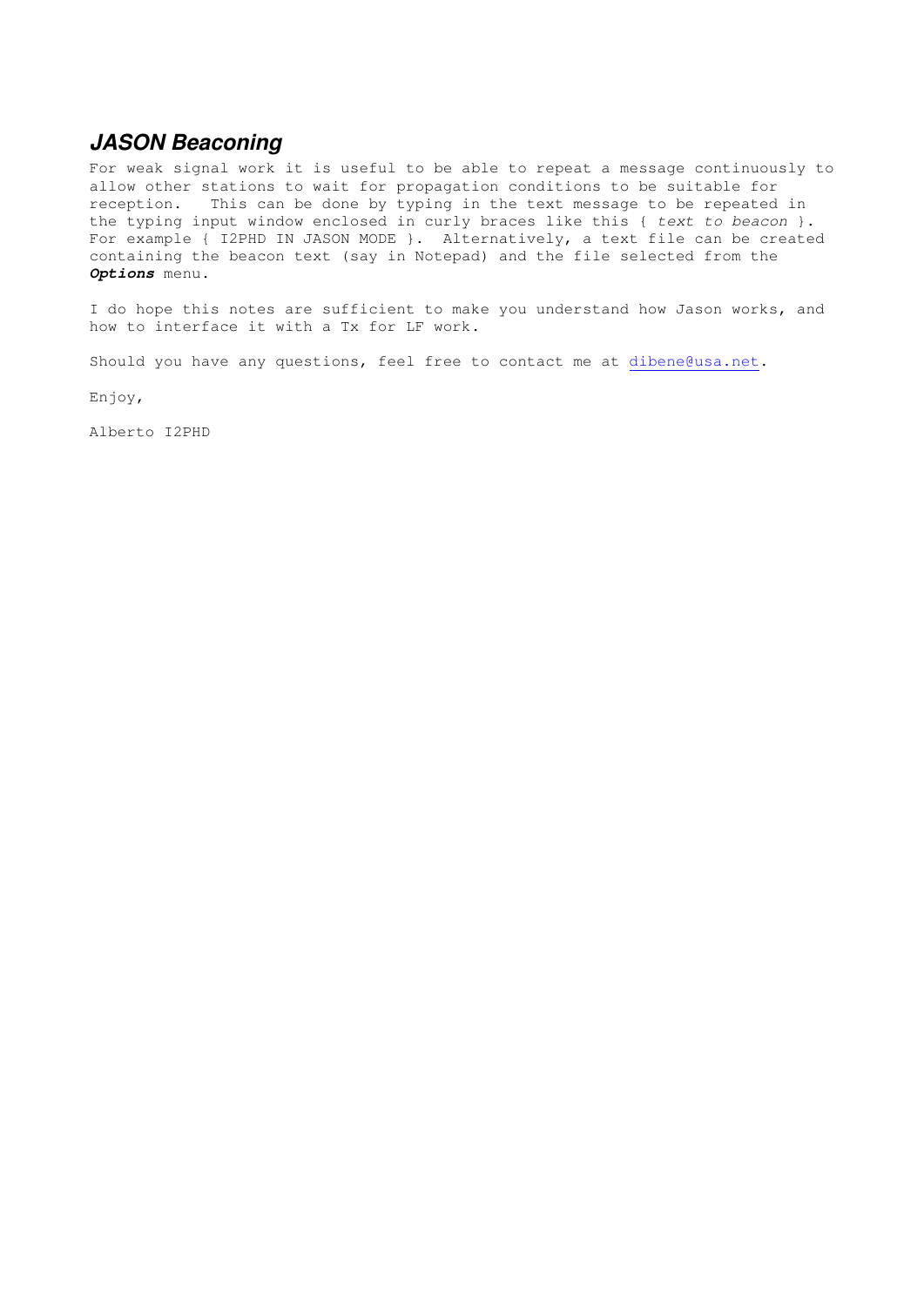## *JASON Beaconing*

For weak signal work it is useful to be able to repeat a message continuously to allow other stations to wait for propagation conditions to be suitable for reception. This can be done by typing in the text message to be repeated in the typing input window enclosed in curly braces like this { *text to beacon* }. For example { I2PHD IN JASON MODE }. Alternatively, a text file can be created containing the beacon text (say in Notepad) and the file selected from the ***Options*** menu.

I do hope this notes are sufficient to make you understand how Jason works, and how to interface it with a Tx for LF work.

Should you have any questions, feel free to contact me at dibene@usa.net.

Enjoy,

Alberto I2PHD